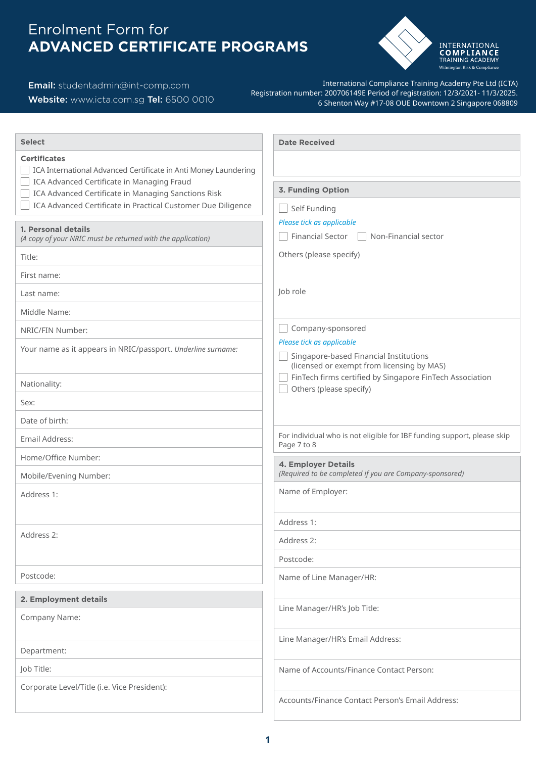# Enrolment Form for
# ADVANCED CERTIFICATE PROGRAMS

INTERNATIONAL COMPLIANCE TRAINING ACADEMY
Wilmington Risk & Compliance

**Email:** studentadmin@int-comp.com
**Website:** www.icta.com.sg **Tel:** 6500 0010

International Compliance Training Academy Pte Ltd (ICTA)
Registration number: 200706149E Period of registration: 12/3/2021- 11/3/2025.
6 Shenton Way #17-08 OUE Downtown 2 Singapore 068809

## Select

**Certificates**

- ☐ ICA International Advanced Certificate in Anti Money Laundering
- ☐ ICA Advanced Certificate in Managing Fraud
- ☐ ICA Advanced Certificate in Managing Sanctions Risk
- ☐ ICA Advanced Certificate in Practical Customer Due Diligence

## 1. Personal details

*(A copy of your NRIC must be returned with the application)*

Title:

First name:

Last name:

Middle Name:

NRIC/FIN Number:

Your name as it appears in NRIC/passport. *Underline surname:*

Nationality:

Sex:

Date of birth:

Email Address:

Home/Office Number:

Mobile/Evening Number:

Address 1:

Address 2:

Postcode:

## 2. Employment details

Company Name:

Department:

Job Title:

Corporate Level/Title (i.e. Vice President):

## Date Received

## 3. Funding Option

☐ Self Funding

*Please tick as applicable*

☐ Financial Sector ☐ Non-Financial sector

Others (please specify)

Job role

☐ Company-sponsored

*Please tick as applicable*

- ☐ Singapore-based Financial Institutions (licensed or exempt from licensing by MAS)
- ☐ FinTech firms certified by Singapore FinTech Association
- ☐ Others (please specify)

For individual who is not eligible for IBF funding support, please skip Page 7 to 8

## 4. Employer Details

*(Required to be completed if you are Company-sponsored)*

Name of Employer:

Address 1:

Address 2:

Postcode:

Name of Line Manager/HR:

Line Manager/HR's Job Title:

Line Manager/HR's Email Address:

Name of Accounts/Finance Contact Person:

Accounts/Finance Contact Person's Email Address: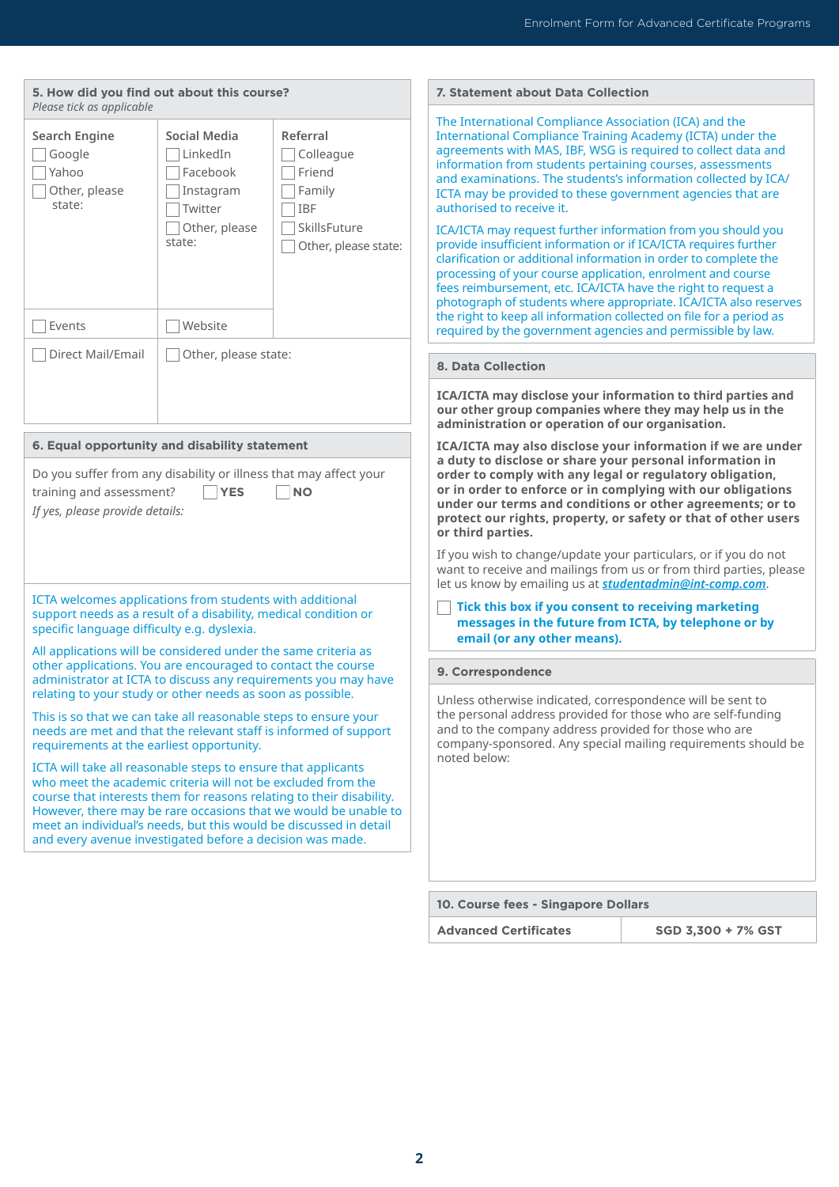## 5. How did you find out about this course?

*Please tick as applicable*

| Search Engine | Social Media | Referral |
|---|---|---|
| ☐ Google | ☐ LinkedIn | ☐ Colleague |
| ☐ Yahoo | ☐ Facebook | ☐ Friend |
| ☐ Other, please state: | ☐ Instagram | ☐ Family |
| | ☐ Twitter | ☐ IBF |
| | ☐ Other, please state: | ☐ SkillsFuture |
| | | ☐ Other, please state: |
| ☐ Events | ☐ Website | |
| ☐ Direct Mail/Email | ☐ Other, please state: | |

## 6. Equal opportunity and disability statement

Do you suffer from any disability or illness that may affect your training and assessment? ☐ **YES** ☐ **NO**

*If yes, please provide details:*

ICTA welcomes applications from students with additional support needs as a result of a disability, medical condition or specific language difficulty e.g. dyslexia.

All applications will be considered under the same criteria as other applications. You are encouraged to contact the course administrator at ICTA to discuss any requirements you may have relating to your study or other needs as soon as possible.

This is so that we can take all reasonable steps to ensure your needs are met and that the relevant staff is informed of support requirements at the earliest opportunity.

ICTA will take all reasonable steps to ensure that applicants who meet the academic criteria will not be excluded from the course that interests them for reasons relating to their disability. However, there may be rare occasions that we would be unable to meet an individual's needs, but this would be discussed in detail and every avenue investigated before a decision was made.

## 7. Statement about Data Collection

The International Compliance Association (ICA) and the International Compliance Training Academy (ICTA) under the agreements with MAS, IBF, WSG is required to collect data and information from students pertaining courses, assessments and examinations. The students's information collected by ICA/ICTA may be provided to these government agencies that are authorised to receive it.

ICA/ICTA may request further information from you should you provide insufficient information or if ICA/ICTA requires further clarification or additional information in order to complete the processing of your course application, enrolment and course fees reimbursement, etc. ICA/ICTA have the right to request a photograph of students where appropriate. ICA/ICTA also reserves the right to keep all information collected on file for a period as required by the government agencies and permissible by law.

## 8. Data Collection

**ICA/ICTA may disclose your information to third parties and our other group companies where they may help us in the administration or operation of our organisation.**

**ICA/ICTA may also disclose your information if we are under a duty to disclose or share your personal information in order to comply with any legal or regulatory obligation, or in order to enforce or in complying with our obligations under our terms and conditions or other agreements; or to protect our rights, property, or safety or that of other users or third parties.**

If you wish to change/update your particulars, or if you do not want to receive and mailings from us or from third parties, please let us know by emailing us at ***studentadmin@int-comp.com***.

☐ **Tick this box if you consent to receiving marketing messages in the future from ICTA, by telephone or by email (or any other means).**

## 9. Correspondence

Unless otherwise indicated, correspondence will be sent to the personal address provided for those who are self-funding and to the company address provided for those who are company-sponsored. Any special mailing requirements should be noted below:

## 10. Course fees - Singapore Dollars

| Advanced Certificates | SGD 3,300 + 7% GST |
|---|---|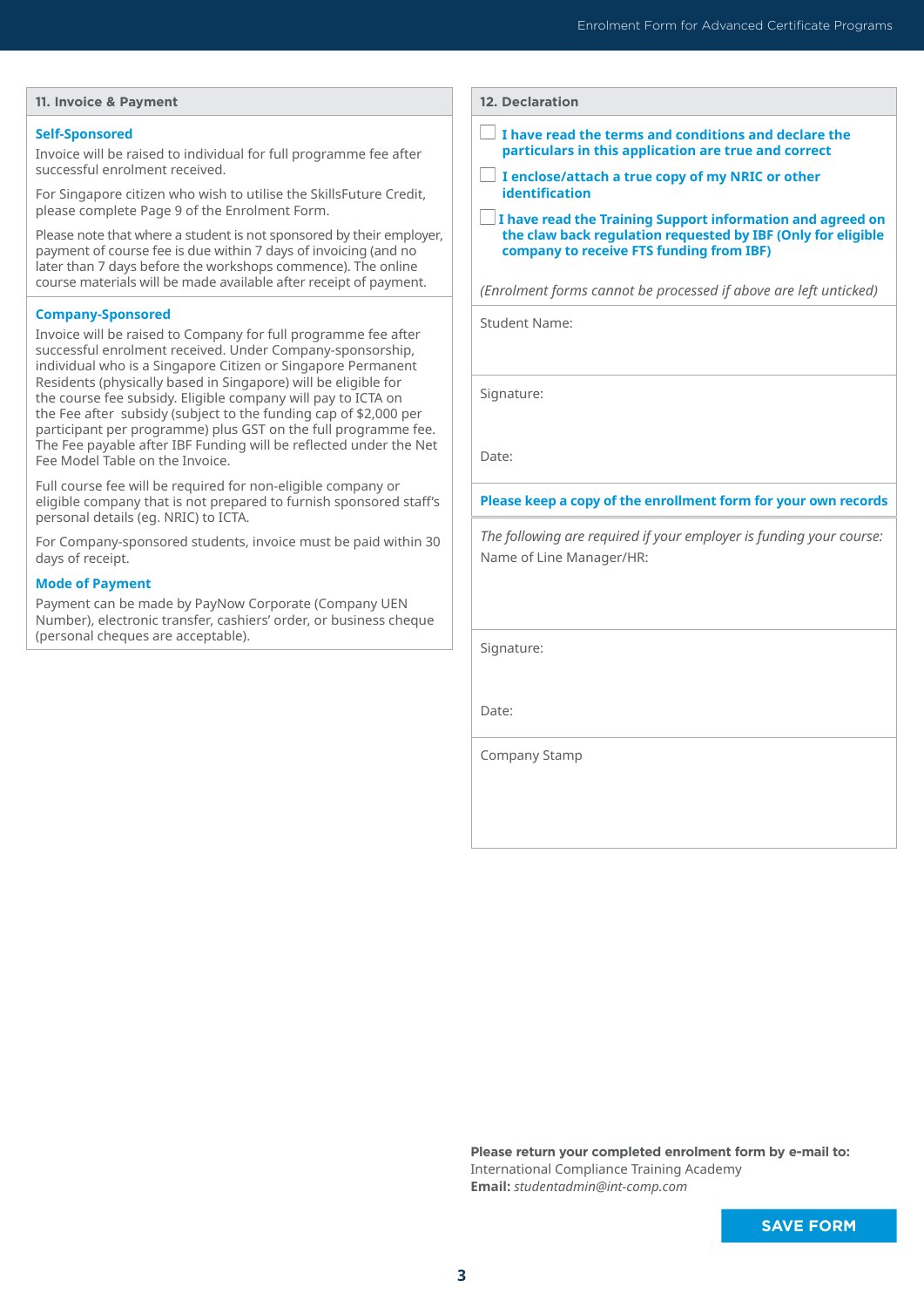## 11. Invoice & Payment

**Self-Sponsored**

Invoice will be raised to individual for full programme fee after successful enrolment received.

For Singapore citizen who wish to utilise the SkillsFuture Credit, please complete Page 9 of the Enrolment Form.

Please note that where a student is not sponsored by their employer, payment of course fee is due within 7 days of invoicing (and no later than 7 days before the workshops commence). The online course materials will be made available after receipt of payment.

**Company-Sponsored**

Invoice will be raised to Company for full programme fee after successful enrolment received. Under Company-sponsorship, individual who is a Singapore Citizen or Singapore Permanent Residents (physically based in Singapore) will be eligible for the course fee subsidy. Eligible company will pay to ICTA on the Fee after subsidy (subject to the funding cap of $2,000 per participant per programme) plus GST on the full programme fee. The Fee payable after IBF Funding will be reflected under the Net Fee Model Table on the Invoice.

Full course fee will be required for non-eligible company or eligible company that is not prepared to furnish sponsored staff's personal details (eg. NRIC) to ICTA.

For Company-sponsored students, invoice must be paid within 30 days of receipt.

**Mode of Payment**

Payment can be made by PayNow Corporate (Company UEN Number), electronic transfer, cashiers' order, or business cheque (personal cheques are acceptable).

## 12. Declaration

- ☐ **I have read the terms and conditions and declare the particulars in this application are true and correct**
- ☐ **I enclose/attach a true copy of my NRIC or other identification**
- ☐ **I have read the Training Support information and agreed on the claw back regulation requested by IBF (Only for eligible company to receive FTS funding from IBF)**

*(Enrolment forms cannot be processed if above are left unticked)*

Student Name:

Signature:

Date:

**Please keep a copy of the enrollment form for your own records**

*The following are required if your employer is funding your course:*

Name of Line Manager/HR:

Signature:

Date:

Company Stamp

**Please return your completed enrolment form by e-mail to:**
International Compliance Training Academy
**Email:** *studentadmin@int-comp.com*

SAVE FORM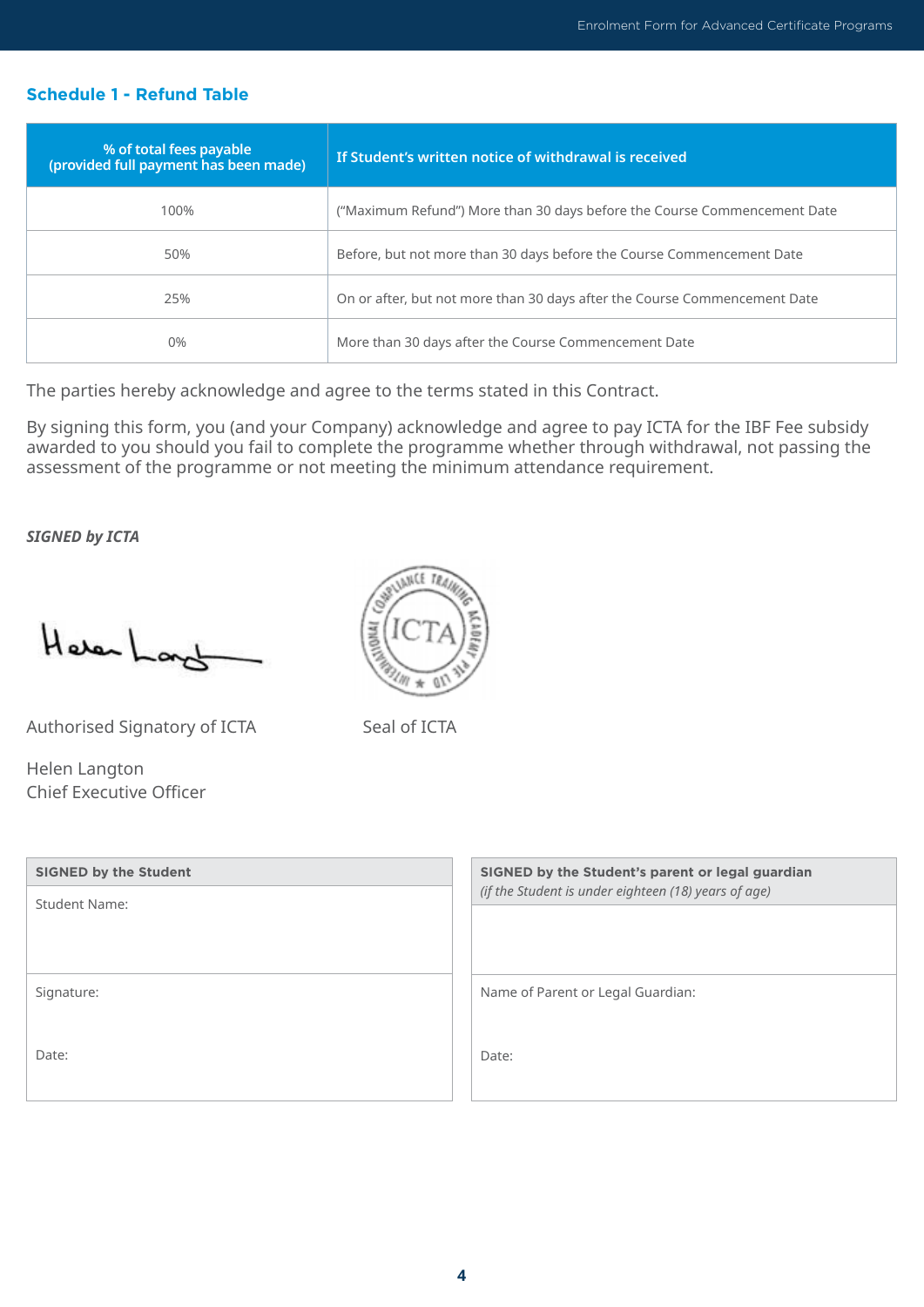## Schedule 1 - Refund Table

| % of total fees payable (provided full payment has been made) | If Student's written notice of withdrawal is received |
|---|---|
| 100% | ("Maximum Refund") More than 30 days before the Course Commencement Date |
| 50% | Before, but not more than 30 days before the Course Commencement Date |
| 25% | On or after, but not more than 30 days after the Course Commencement Date |
| 0% | More than 30 days after the Course Commencement Date |

The parties hereby acknowledge and agree to the terms stated in this Contract.

By signing this form, you (and your Company) acknowledge and agree to pay ICTA for the IBF Fee subsidy awarded to you should you fail to complete the programme whether through withdrawal, not passing the assessment of the programme or not meeting the minimum attendance requirement.

***SIGNED by ICTA***

Authorised Signatory of ICTA

Seal of ICTA

Helen Langton
Chief Executive Officer

| **SIGNED by the Student** |
|---|
| Student Name: |
| Signature: |
| Date: |

| **SIGNED by the Student's parent or legal guardian** *(if the Student is under eighteen (18) years of age)* |
|---|
| |
| Name of Parent or Legal Guardian: |
| Date: |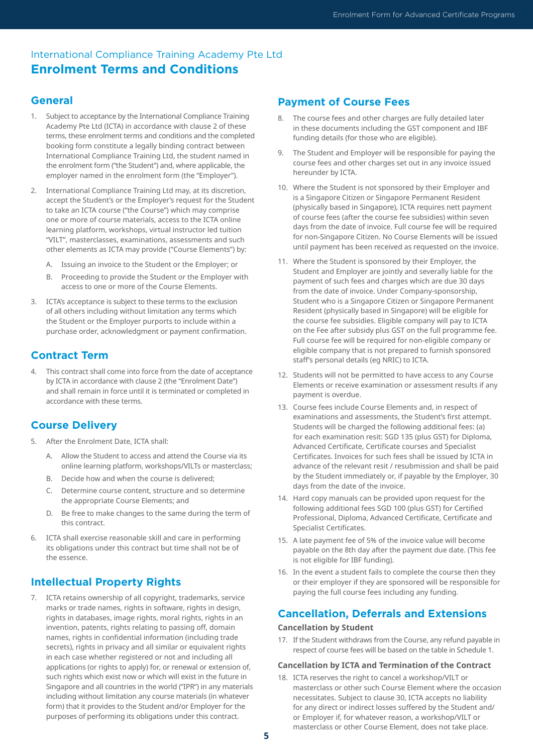## International Compliance Training Academy Pte Ltd

# Enrolment Terms and Conditions

### General

1. Subject to acceptance by the International Compliance Training Academy Pte Ltd (ICTA) in accordance with clause 2 of these terms, these enrolment terms and conditions and the completed booking form constitute a legally binding contract between International Compliance Training Ltd, the student named in the enrolment form ("the Student") and, where applicable, the employer named in the enrolment form (the "Employer").

2. International Compliance Training Ltd may, at its discretion, accept the Student's or the Employer's request for the Student to take an ICTA course ("the Course") which may comprise one or more of course materials, access to the ICTA online learning platform, workshops, virtual instructor led tuition "VILT", masterclasses, examinations, assessments and such other elements as ICTA may provide ("Course Elements") by:

   A. Issuing an invoice to the Student or the Employer; or

   B. Proceeding to provide the Student or the Employer with access to one or more of the Course Elements.

3. ICTA's acceptance is subject to these terms to the exclusion of all others including without limitation any terms which the Student or the Employer purports to include within a purchase order, acknowledgment or payment confirmation.

### Contract Term

4. This contract shall come into force from the date of acceptance by ICTA in accordance with clause 2 (the "Enrolment Date") and shall remain in force until it is terminated or completed in accordance with these terms.

### Course Delivery

5. After the Enrolment Date, ICTA shall:

   A. Allow the Student to access and attend the Course via its online learning platform, workshops/VILTs or masterclass;

   B. Decide how and when the course is delivered;

   C. Determine course content, structure and so determine the appropriate Course Elements; and

   D. Be free to make changes to the same during the term of this contract.

6. ICTA shall exercise reasonable skill and care in performing its obligations under this contract but time shall not be of the essence.

### Intellectual Property Rights

7. ICTA retains ownership of all copyright, trademarks, service marks or trade names, rights in software, rights in design, rights in databases, image rights, moral rights, rights in an invention, patents, rights relating to passing off, domain names, rights in confidential information (including trade secrets), rights in privacy and all similar or equivalent rights in each case whether registered or not and including all applications (or rights to apply) for, or renewal or extension of, such rights which exist now or which will exist in the future in Singapore and all countries in the world ("IPR") in any materials including without limitation any course materials (in whatever form) that it provides to the Student and/or Employer for the purposes of performing its obligations under this contract.

### Payment of Course Fees

8. The course fees and other charges are fully detailed later in these documents including the GST component and IBF funding details (for those who are eligible).

9. The Student and Employer will be responsible for paying the course fees and other charges set out in any invoice issued hereunder by ICTA.

10. Where the Student is not sponsored by their Employer and is a Singapore Citizen or Singapore Permanent Resident (physically based in Singapore), ICTA requires nett payment of course fees (after the course fee subsidies) within seven days from the date of invoice. Full course fee will be required for non-Singapore Citizen. No Course Elements will be issued until payment has been received as requested on the invoice.

11. Where the Student is sponsored by their Employer, the Student and Employer are jointly and severally liable for the payment of such fees and charges which are due 30 days from the date of invoice. Under Company-sponsorship, Student who is a Singapore Citizen or Singapore Permanent Resident (physically based in Singapore) will be eligible for the course fee subsidies. Eligible company will pay to ICTA on the Fee after subsidy plus GST on the full programme fee. Full course fee will be required for non-eligible company or eligible company that is not prepared to furnish sponsored staff's personal details (eg NRIC) to ICTA.

12. Students will not be permitted to have access to any Course Elements or receive examination or assessment results if any payment is overdue.

13. Course fees include Course Elements and, in respect of examinations and assessments, the Student's first attempt. Students will be charged the following additional fees: (a) for each examination resit: SGD 135 (plus GST) for Diploma, Advanced Certificate, Certificate courses and Specialist Certificates. Invoices for such fees shall be issued by ICTA in advance of the relevant resit / resubmission and shall be paid by the Student immediately or, if payable by the Employer, 30 days from the date of the invoice.

14. Hard copy manuals can be provided upon request for the following additional fees SGD 100 (plus GST) for Certified Professional, Diploma, Advanced Certificate, Certificate and Specialist Certificates.

15. A late payment fee of 5% of the invoice value will become payable on the 8th day after the payment due date. (This fee is not eligible for IBF funding).

16. In the event a student fails to complete the course then they or their employer if they are sponsored will be responsible for paying the full course fees including any funding.

### Cancellation, Deferrals and Extensions

**Cancellation by Student**

17. If the Student withdraws from the Course, any refund payable in respect of course fees will be based on the table in Schedule 1.

**Cancellation by ICTA and Termination of the Contract**

18. ICTA reserves the right to cancel a workshop/VILT or masterclass or other such Course Element where the occasion necessitates. Subject to clause 30, ICTA accepts no liability for any direct or indirect losses suffered by the Student and/or Employer if, for whatever reason, a workshop/VILT or masterclass or other Course Element, does not take place.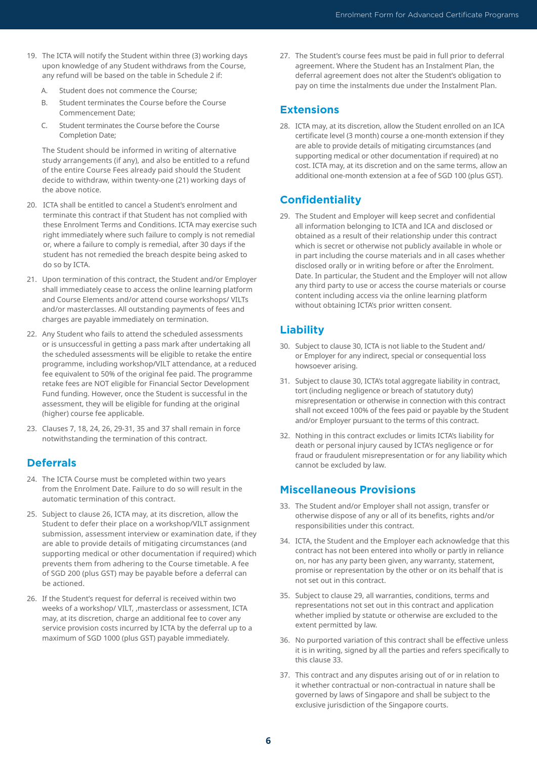19. The ICTA will notify the Student within three (3) working days upon knowledge of any Student withdraws from the Course, any refund will be based on the table in Schedule 2 if:

    A. Student does not commence the Course;

    B. Student terminates the Course before the Course Commencement Date;

    C. Student terminates the Course before the Course Completion Date;

    The Student should be informed in writing of alternative study arrangements (if any), and also be entitled to a refund of the entire Course Fees already paid should the Student decide to withdraw, within twenty-one (21) working days of the above notice.

20. ICTA shall be entitled to cancel a Student's enrolment and terminate this contract if that Student has not complied with these Enrolment Terms and Conditions. ICTA may exercise such right immediately where such failure to comply is not remedial or, where a failure to comply is remedial, after 30 days if the student has not remedied the breach despite being asked to do so by ICTA.

21. Upon termination of this contract, the Student and/or Employer shall immediately cease to access the online learning platform and Course Elements and/or attend course workshops/ VILTs and/or masterclasses. All outstanding payments of fees and charges are payable immediately on termination.

22. Any Student who fails to attend the scheduled assessments or is unsuccessful in getting a pass mark after undertaking all the scheduled assessments will be eligible to retake the entire programme, including workshop/VILT attendance, at a reduced fee equivalent to 50% of the original fee paid. The programme retake fees are NOT eligible for Financial Sector Development Fund funding. However, once the Student is successful in the assessment, they will be eligible for funding at the original (higher) course fee applicable.

23. Clauses 7, 18, 24, 26, 29-31, 35 and 37 shall remain in force notwithstanding the termination of this contract.

## Deferrals

24. The ICTA Course must be completed within two years from the Enrolment Date. Failure to do so will result in the automatic termination of this contract.

25. Subject to clause 26, ICTA may, at its discretion, allow the Student to defer their place on a workshop/VILT assignment submission, assessment interview or examination date, if they are able to provide details of mitigating circumstances (and supporting medical or other documentation if required) which prevents them from adhering to the Course timetable. A fee of SGD 200 (plus GST) may be payable before a deferral can be actioned.

26. If the Student's request for deferral is received within two weeks of a workshop/ VILT, ,masterclass or assessment, ICTA may, at its discretion, charge an additional fee to cover any service provision costs incurred by ICTA by the deferral up to a maximum of SGD 1000 (plus GST) payable immediately.

27. The Student's course fees must be paid in full prior to deferral agreement. Where the Student has an Instalment Plan, the deferral agreement does not alter the Student's obligation to pay on time the instalments due under the Instalment Plan.

## Extensions

28. ICTA may, at its discretion, allow the Student enrolled on an ICA certificate level (3 month) course a one-month extension if they are able to provide details of mitigating circumstances (and supporting medical or other documentation if required) at no cost. ICTA may, at its discretion and on the same terms, allow an additional one-month extension at a fee of SGD 100 (plus GST).

## Confidentiality

29. The Student and Employer will keep secret and confidential all information belonging to ICTA and ICA and disclosed or obtained as a result of their relationship under this contract which is secret or otherwise not publicly available in whole or in part including the course materials and in all cases whether disclosed orally or in writing before or after the Enrolment. Date. In particular, the Student and the Employer will not allow any third party to use or access the course materials or course content including access via the online learning platform without obtaining ICTA's prior written consent.

## Liability

30. Subject to clause 30, ICTA is not liable to the Student and/ or Employer for any indirect, special or consequential loss howsoever arising.

31. Subject to clause 30, ICTA's total aggregate liability in contract, tort (including negligence or breach of statutory duty) misrepresentation or otherwise in connection with this contract shall not exceed 100% of the fees paid or payable by the Student and/or Employer pursuant to the terms of this contract.

32. Nothing in this contract excludes or limits ICTA's liability for death or personal injury caused by ICTA's negligence or for fraud or fraudulent misrepresentation or for any liability which cannot be excluded by law.

## Miscellaneous Provisions

33. The Student and/or Employer shall not assign, transfer or otherwise dispose of any or all of its benefits, rights and/or responsibilities under this contract.

34. ICTA, the Student and the Employer each acknowledge that this contract has not been entered into wholly or partly in reliance on, nor has any party been given, any warranty, statement, promise or representation by the other or on its behalf that is not set out in this contract.

35. Subject to clause 29, all warranties, conditions, terms and representations not set out in this contract and application whether implied by statute or otherwise are excluded to the extent permitted by law.

36. No purported variation of this contract shall be effective unless it is in writing, signed by all the parties and refers specifically to this clause 33.

37. This contract and any disputes arising out of or in relation to it whether contractual or non-contractual in nature shall be governed by laws of Singapore and shall be subject to the exclusive jurisdiction of the Singapore courts.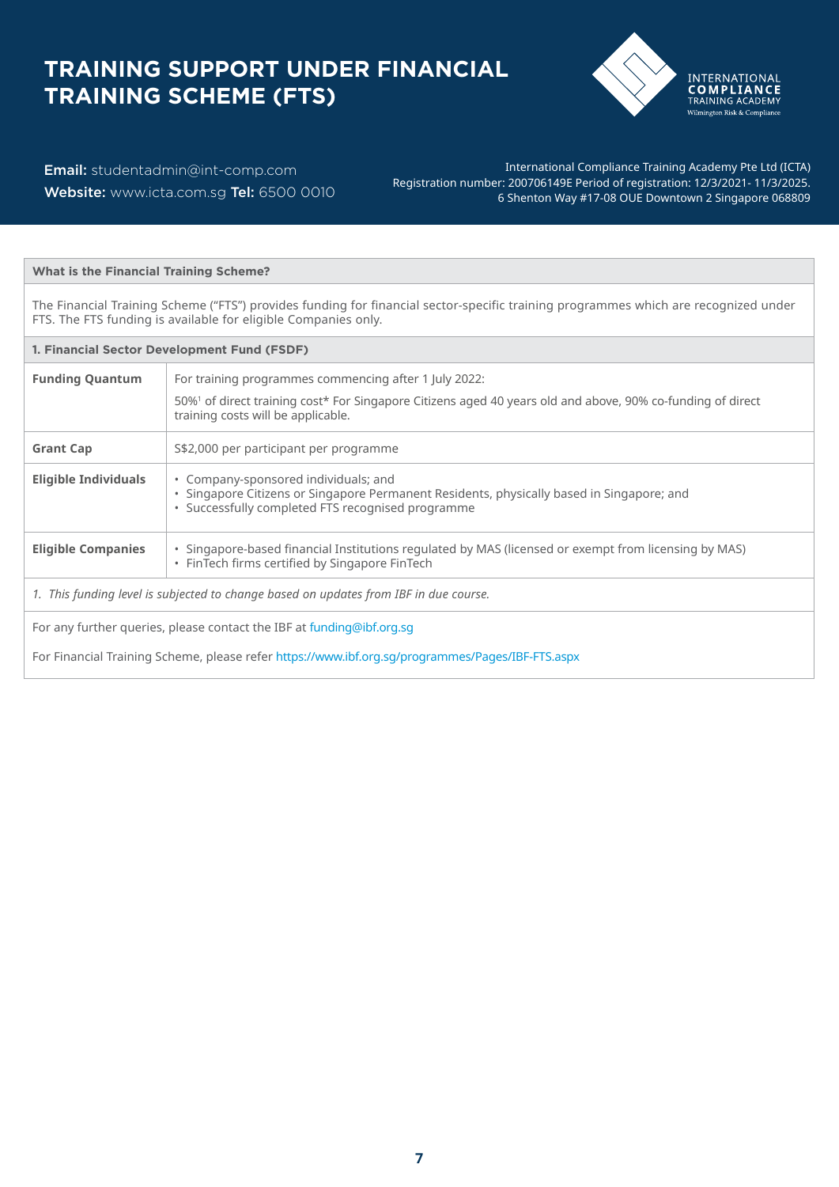# TRAINING SUPPORT UNDER FINANCIAL TRAINING SCHEME (FTS)

INTERNATIONAL COMPLIANCE TRAINING ACADEMY
Wilmington Risk & Compliance

**Email:** studentadmin@int-comp.com
**Website:** www.icta.com.sg **Tel:** 6500 0010

International Compliance Training Academy Pte Ltd (ICTA)
Registration number: 200706149E Period of registration: 12/3/2021- 11/3/2025.
6 Shenton Way #17-08 OUE Downtown 2 Singapore 068809

| **What is the Financial Training Scheme?** | |
|---|---|
| The Financial Training Scheme ("FTS") provides funding for financial sector-specific training programmes which are recognized under FTS. The FTS funding is available for eligible Companies only. | |
| **1. Financial Sector Development Fund (FSDF)** | |
| **Funding Quantum** | For training programmes commencing after 1 July 2022:<br><br>50%[1] of direct training cost* For Singapore Citizens aged 40 years old and above, 90% co-funding of direct training costs will be applicable. |
| **Grant Cap** | S$2,000 per participant per programme |
| **Eligible Individuals** | • Company-sponsored individuals; and<br>• Singapore Citizens or Singapore Permanent Residents, physically based in Singapore; and<br>• Successfully completed FTS recognised programme |
| **Eligible Companies** | • Singapore-based financial Institutions regulated by MAS (licensed or exempt from licensing by MAS)<br>• FinTech firms certified by Singapore FinTech |
| *1. This funding level is subjected to change based on updates from IBF in due course.* | |
| For any further queries, please contact the IBF at funding@ibf.org.sg<br><br>For Financial Training Scheme, please refer https://www.ibf.org.sg/programmes/Pages/IBF-FTS.aspx | |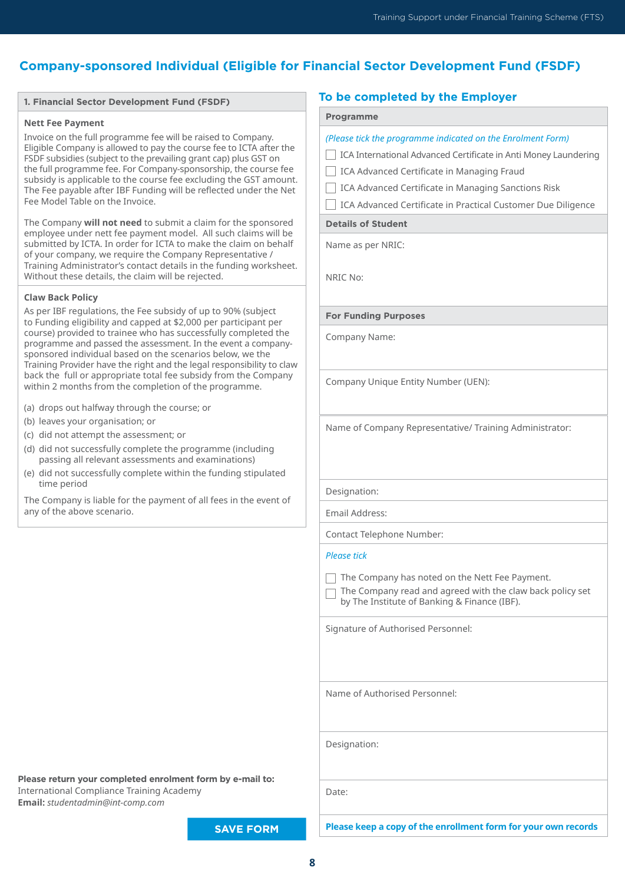## Company-sponsored Individual (Eligible for Financial Sector Development Fund (FSDF)

### 1. Financial Sector Development Fund (FSDF)

**Nett Fee Payment**

Invoice on the full programme fee will be raised to Company. Eligible Company is allowed to pay the course fee to ICTA after the FSDF subsidies (subject to the prevailing grant cap) plus GST on the full programme fee. For Company-sponsorship, the course fee subsidy is applicable to the course fee excluding the GST amount. The Fee payable after IBF Funding will be reflected under the Net Fee Model Table on the Invoice.

The Company **will not need** to submit a claim for the sponsored employee under nett fee payment model. All such claims will be submitted by ICTA. In order for ICTA to make the claim on behalf of your company, we require the Company Representative / Training Administrator's contact details in the funding worksheet. Without these details, the claim will be rejected.

**Claw Back Policy**

As per IBF regulations, the Fee subsidy of up to 90% (subject to Funding eligibility and capped at $2,000 per participant per course) provided to trainee who has successfully completed the programme and passed the assessment. In the event a company-sponsored individual based on the scenarios below, we the Training Provider have the right and the legal responsibility to claw back the full or appropriate total fee subsidy from the Company within 2 months from the completion of the programme.

(a) drops out halfway through the course; or
(b) leaves your organisation; or
(c) did not attempt the assessment; or
(d) did not successfully complete the programme (including passing all relevant assessments and examinations)
(e) did not successfully complete within the funding stipulated time period

The Company is liable for the payment of all fees in the event of any of the above scenario.

**Please return your completed enrolment form by e-mail to:**
International Compliance Training Academy
**Email:** *studentadmin@int-comp.com*

SAVE FORM

### To be completed by the Employer

**Programme**

*(Please tick the programme indicated on the Enrolment Form)*

- ☐ ICA International Advanced Certificate in Anti Money Laundering
- ☐ ICA Advanced Certificate in Managing Fraud
- ☐ ICA Advanced Certificate in Managing Sanctions Risk
- ☐ ICA Advanced Certificate in Practical Customer Due Diligence

**Details of Student**

Name as per NRIC:

NRIC No:

**For Funding Purposes**

Company Name:

Company Unique Entity Number (UEN):

Name of Company Representative/ Training Administrator:

Designation:

Email Address:

Contact Telephone Number:

*Please tick*

- ☐ The Company has noted on the Nett Fee Payment.
- ☐ The Company read and agreed with the claw back policy set by The Institute of Banking & Finance (IBF).

Signature of Authorised Personnel:

Name of Authorised Personnel:

Designation:

Date:

**Please keep a copy of the enrollment form for your own records**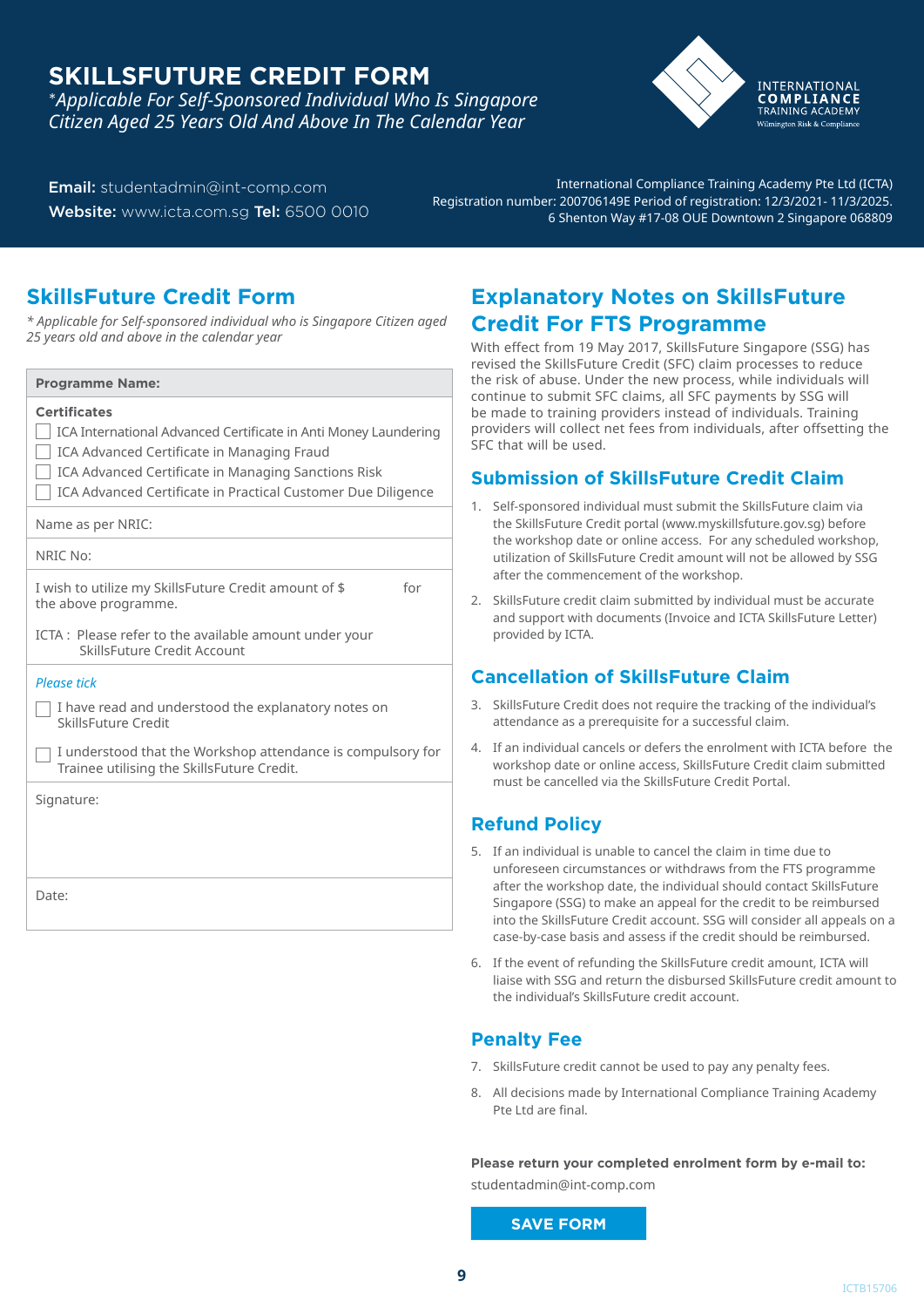# SKILLSFUTURE CREDIT FORM

*\*Applicable For Self-Sponsored Individual Who Is Singapore Citizen Aged 25 Years Old And Above In The Calendar Year*

INTERNATIONAL COMPLIANCE TRAINING ACADEMY
Wilmington Risk & Compliance

**Email:** studentadmin@int-comp.com
**Website:** www.icta.com.sg **Tel:** 6500 0010

International Compliance Training Academy Pte Ltd (ICTA)
Registration number: 200706149E Period of registration: 12/3/2021- 11/3/2025.
6 Shenton Way #17-08 OUE Downtown 2 Singapore 068809

## SkillsFuture Credit Form

*\* Applicable for Self-sponsored individual who is Singapore Citizen aged 25 years old and above in the calendar year*

**Programme Name:**

**Certificates**

- ☐ ICA International Advanced Certificate in Anti Money Laundering
- ☐ ICA Advanced Certificate in Managing Fraud
- ☐ ICA Advanced Certificate in Managing Sanctions Risk
- ☐ ICA Advanced Certificate in Practical Customer Due Diligence

Name as per NRIC:

NRIC No:

I wish to utilize my SkillsFuture Credit amount of $ for the above programme.

ICTA : Please refer to the available amount under your SkillsFuture Credit Account

*Please tick*

- ☐ I have read and understood the explanatory notes on SkillsFuture Credit
- ☐ I understood that the Workshop attendance is compulsory for Trainee utilising the SkillsFuture Credit.

Signature:

Date:

## Explanatory Notes on SkillsFuture Credit For FTS Programme

With effect from 19 May 2017, SkillsFuture Singapore (SSG) has revised the SkillsFuture Credit (SFC) claim processes to reduce the risk of abuse. Under the new process, while individuals will continue to submit SFC claims, all SFC payments by SSG will be made to training providers instead of individuals. Training providers will collect net fees from individuals, after offsetting the SFC that will be used.

### Submission of SkillsFuture Credit Claim

1. Self-sponsored individual must submit the SkillsFuture claim via the SkillsFuture Credit portal (www.myskillsfuture.gov.sg) before the workshop date or online access. For any scheduled workshop, utilization of SkillsFuture Credit amount will not be allowed by SSG after the commencement of the workshop.
2. SkillsFuture credit claim submitted by individual must be accurate and support with documents (Invoice and ICTA SkillsFuture Letter) provided by ICTA.

### Cancellation of SkillsFuture Claim

3. SkillsFuture Credit does not require the tracking of the individual's attendance as a prerequisite for a successful claim.
4. If an individual cancels or defers the enrolment with ICTA before the workshop date or online access, SkillsFuture Credit claim submitted must be cancelled via the SkillsFuture Credit Portal.

### Refund Policy

5. If an individual is unable to cancel the claim in time due to unforeseen circumstances or withdraws from the FTS programme after the workshop date, the individual should contact SkillsFuture Singapore (SSG) to make an appeal for the credit to be reimbursed into the SkillsFuture Credit account. SSG will consider all appeals on a case-by-case basis and assess if the credit should be reimbursed.
6. If the event of refunding the SkillsFuture credit amount, ICTA will liaise with SSG and return the disbursed SkillsFuture credit amount to the individual's SkillsFuture credit account.

### Penalty Fee

7. SkillsFuture credit cannot be used to pay any penalty fees.
8. All decisions made by International Compliance Training Academy Pte Ltd are final.

**Please return your completed enrolment form by e-mail to:**
studentadmin@int-comp.com

SAVE FORM

ICTB15706